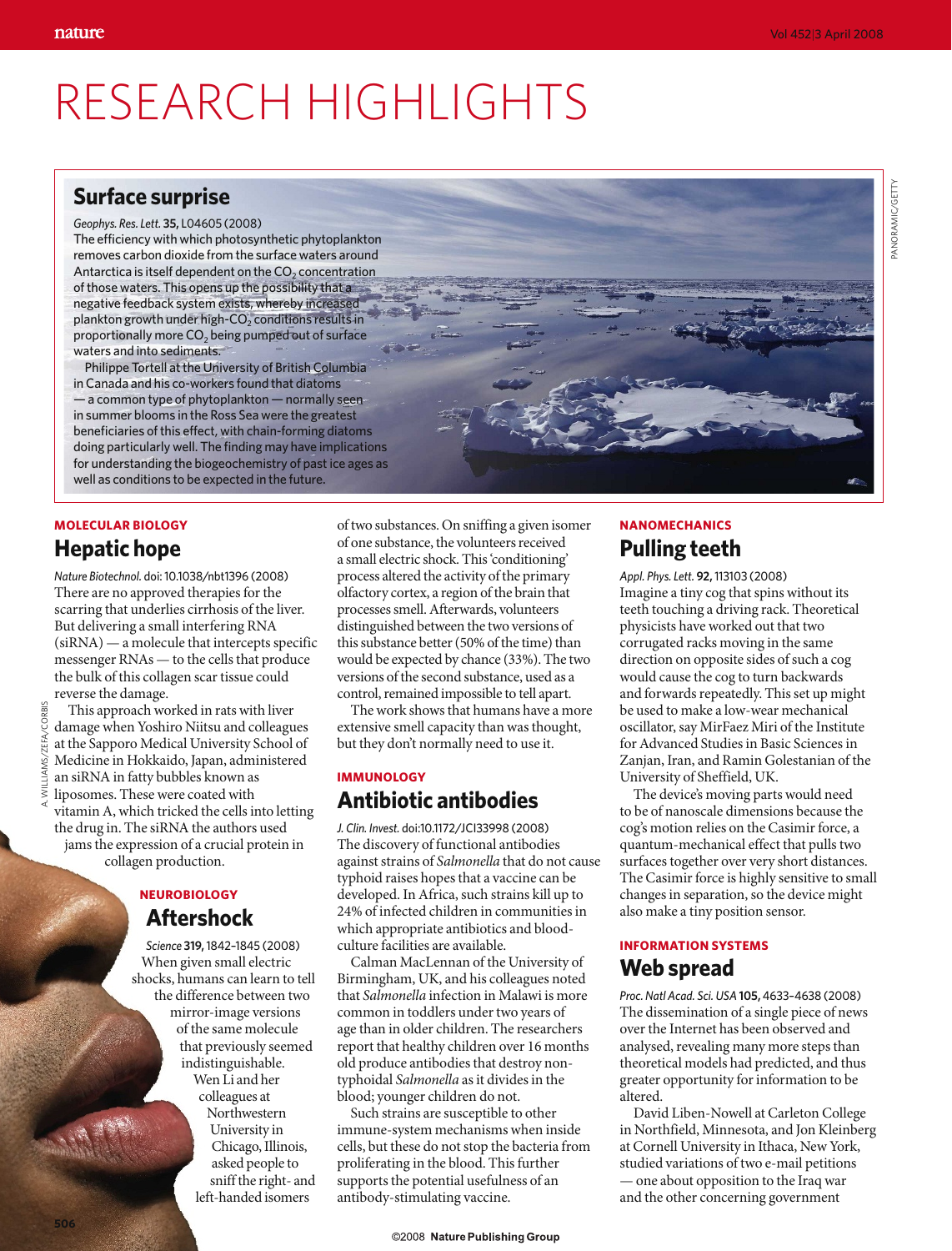# RESEARCH HIGHLIGHTS

## Surface surprise

*Geophys. Res. Lett.* **35,** L04605 (2008)

The efficiency with which photosynthetic phytoplankton removes carbon dioxide from the surface waters around Antarctica is itself dependent on the $CO_2$ concentration of those waters. This opens up the possibility that a negative feedback system exists, whereby increased plankton growth under high-$CO_2$ conditions results in proportionally more $CO_2$ being pumped out of surface waters and into sediments.

Philippe Tortell at the University of British Columbia in Canada and his co-workers found that diatoms — a common type of phytoplankton — normally seen in summer blooms in the Ross Sea were the greatest beneficiaries of this effect, with chain-forming diatoms doing particularly well. The finding may have implications for understanding the biogeochemistry of past ice ages as well as conditions to be expected in the future.

PANORAMIC/GETTY

### MOLECULAR BIOLOGY

## Hepatic hope

*Nature Biotechnol.* doi: 10.1038/nbt1396 (2008)

There are no approved therapies for the scarring that underlies cirrhosis of the liver. But delivering a small interfering RNA (siRNA) — a molecule that intercepts specific messenger RNAs — to the cells that produce the bulk of this collagen scar tissue could reverse the damage.

This approach worked in rats with liver damage when Yoshiro Niitsu and colleagues at the Sapporo Medical University School of Medicine in Hokkaido, Japan, administered an siRNA in fatty bubbles known as liposomes. These were coated with vitamin A, which tricked the cells into letting the drug in. The siRNA the authors used jams the expression of a crucial protein in collagen production.

### NEUROBIOLOGY

## Aftershock

*Science* **319,** 1842–1845 (2008)

When given small electric shocks, humans can learn to tell the difference between two mirror-image versions of the same molecule that previously seemed indistinguishable.

Wen Li and her colleagues at Northwestern University in Chicago, Illinois, asked people to sniff the right- and left-handed isomers of two substances. On sniffing a given isomer of one substance, the volunteers received a small electric shock. This 'conditioning' process altered the activity of the primary olfactory cortex, a region of the brain that processes smell. Afterwards, volunteers distinguished between the two versions of this substance better (50% of the time) than would be expected by chance (33%). The two versions of the second substance, used as a control, remained impossible to tell apart.

The work shows that humans have a more extensive smell capacity than was thought, but they don't normally need to use it.

A. WILLIAMS/ZEFA/CORBIS

### IMMUNOLOGY

## Antibiotic antibodies

*J. Clin. Invest.* doi:10.1172/JCI33998 (2008)

The discovery of functional antibodies against strains of *Salmonella* that do not cause typhoid raises hopes that a vaccine can be developed. In Africa, such strains kill up to 24% of infected children in communities in which appropriate antibiotics and blood-culture facilities are available.

Calman MacLennan of the University of Birmingham, UK, and his colleagues noted that *Salmonella* infection in Malawi is more common in toddlers under two years of age than in older children. The researchers report that healthy children over 16 months old produce antibodies that destroy non-typhoidal *Salmonella* as it divides in the blood; younger children do not.

Such strains are susceptible to other immune-system mechanisms when inside cells, but these do not stop the bacteria from proliferating in the blood. This further supports the potential usefulness of an antibody-stimulating vaccine.

### NANOMECHANICS

## Pulling teeth

*Appl. Phys. Lett.* **92,** 113103 (2008)

Imagine a tiny cog that spins without its teeth touching a driving rack. Theoretical physicists have worked out that two corrugated racks moving in the same direction on opposite sides of such a cog would cause the cog to turn backwards and forwards repeatedly. This set up might be used to make a low-wear mechanical oscillator, say MirFaez Miri of the Institute for Advanced Studies in Basic Sciences in Zanjan, Iran, and Ramin Golestanian of the University of Sheffield, UK.

The device's moving parts would need to be of nanoscale dimensions because the cog's motion relies on the Casimir force, a quantum-mechanical effect that pulls two surfaces together over very short distances. The Casimir force is highly sensitive to small changes in separation, so the device might also make a tiny position sensor.

### INFORMATION SYSTEMS

## Web spread

*Proc. Natl Acad. Sci. USA* **105,** 4633–4638 (2008)

The dissemination of a single piece of news over the Internet has been observed and analysed, revealing many more steps than theoretical models had predicted, and thus greater opportunity for information to be altered.

David Liben-Nowell at Carleton College in Northfield, Minnesota, and Jon Kleinberg at Cornell University in Ithaca, New York, studied variations of two e-mail petitions — one about opposition to the Iraq war and the other concerning government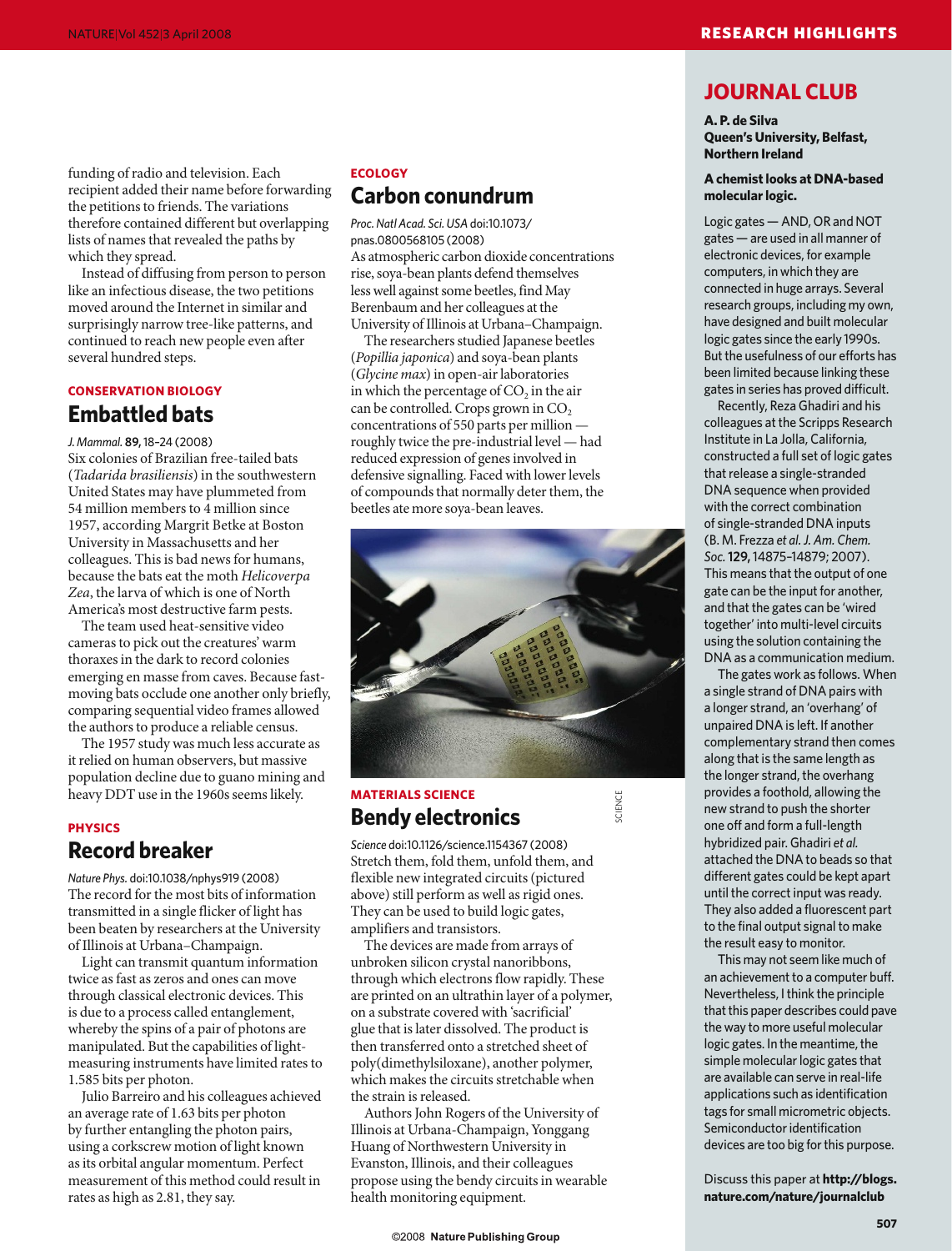funding of radio and television. Each recipient added their name before forwarding the petitions to friends. The variations therefore contained different but overlapping lists of names that revealed the paths by which they spread.

Instead of diffusing from person to person like an infectious disease, the two petitions moved around the Internet in similar and surprisingly narrow tree-like patterns, and continued to reach new people even after several hundred steps.

### CONSERVATION BIOLOGY

## Embattled bats

*J. Mammal.* **89,** 18–24 (2008)

Six colonies of Brazilian free-tailed bats (*Tadarida brasiliensis*) in the southwestern United States may have plummeted from 54 million members to 4 million since 1957, according Margrit Betke at Boston University in Massachusetts and her colleagues. This is bad news for humans, because the bats eat the moth *Helicoverpa Zea*, the larva of which is one of North America's most destructive farm pests.

The team used heat-sensitive video cameras to pick out the creatures' warm thoraxes in the dark to record colonies emerging en masse from caves. Because fast-moving bats occlude one another only briefly, comparing sequential video frames allowed the authors to produce a reliable census.

The 1957 study was much less accurate as it relied on human observers, but massive population decline due to guano mining and heavy DDT use in the 1960s seems likely.

### PHYSICS

## Record breaker

*Nature Phys.* doi:10.1038/nphys919 (2008)

The record for the most bits of information transmitted in a single flicker of light has been beaten by researchers at the University of Illinois at Urbana–Champaign.

Light can transmit quantum information twice as fast as zeros and ones can move through classical electronic devices. This is due to a process called entanglement, whereby the spins of a pair of photons are manipulated. But the capabilities of light-measuring instruments have limited rates to 1.585 bits per photon.

Julio Barreiro and his colleagues achieved an average rate of 1.63 bits per photon by further entangling the photon pairs, using a corkscrew motion of light known as its orbital angular momentum. Perfect measurement of this method could result in rates as high as 2.81, they say.

### ECOLOGY

## Carbon conundrum

*Proc. Natl Acad. Sci. USA* doi:10.1073/pnas.0800568105 (2008)

As atmospheric carbon dioxide concentrations rise, soya-bean plants defend themselves less well against some beetles, find May Berenbaum and her colleagues at the University of Illinois at Urbana–Champaign.

The researchers studied Japanese beetles (*Popillia japonica*) and soya-bean plants (*Glycine max*) in open-air laboratories in which the percentage of $CO_2$ in the air can be controlled. Crops grown in $CO_2$ concentrations of 550 parts per million — roughly twice the pre-industrial level — had reduced expression of genes involved in defensive signalling. Faced with lower levels of compounds that normally deter them, the beetles ate more soya-bean leaves.

SCIENCE

### MATERIALS SCIENCE

## Bendy electronics

*Science* doi:10.1126/science.1154367 (2008)

Stretch them, fold them, unfold them, and flexible new integrated circuits (pictured above) still perform as well as rigid ones. They can be used to build logic gates, amplifiers and transistors.

The devices are made from arrays of unbroken silicon crystal nanoribbons, through which electrons flow rapidly. These are printed on an ultrathin layer of a polymer, on a substrate covered with 'sacrificial' glue that is later dissolved. The product is then transferred onto a stretched sheet of poly(dimethylsiloxane), another polymer, which makes the circuits stretchable when the strain is released.

Authors John Rogers of the University of Illinois at Urbana-Champaign, Yonggang Huang of Northwestern University in Evanston, Illinois, and their colleagues propose using the bendy circuits in wearable health monitoring equipment.

## JOURNAL CLUB

**A. P. de Silva**
**Queen's University, Belfast, Northern Ireland**

**A chemist looks at DNA-based molecular logic.**

Logic gates — AND, OR and NOT gates — are used in all manner of electronic devices, for example computers, in which they are connected in huge arrays. Several research groups, including my own, have designed and built molecular logic gates since the early 1990s. But the usefulness of our efforts has been limited because linking these gates in series has proved difficult.

Recently, Reza Ghadiri and his colleagues at the Scripps Research Institute in La Jolla, California, constructed a full set of logic gates that release a single-stranded DNA sequence when provided with the correct combination of single-stranded DNA inputs (B. M. Frezza *et al. J. Am. Chem. Soc.* **129,** 14875–14879; 2007). This means that the output of one gate can be the input for another, and that the gates can be 'wired together' into multi-level circuits using the solution containing the DNA as a communication medium.

The gates work as follows. When a single strand of DNA pairs with a longer strand, an 'overhang' of unpaired DNA is left. If another complementary strand then comes along that is the same length as the longer strand, the overhang provides a foothold, allowing the new strand to push the shorter one off and form a full-length hybridized pair. Ghadiri *et al.* attached the DNA to beads so that different gates could be kept apart until the correct input was ready. They also added a fluorescent part to the final output signal to make the result easy to monitor.

This may not seem like much of an achievement to a computer buff. Nevertheless, I think the principle that this paper describes could pave the way to more useful molecular logic gates. In the meantime, the simple molecular logic gates that are available can serve in real-life applications such as identification tags for small micrometric objects. Semiconductor identification devices are too big for this purpose.

Discuss this paper at **http://blogs.nature.com/nature/journalclub**